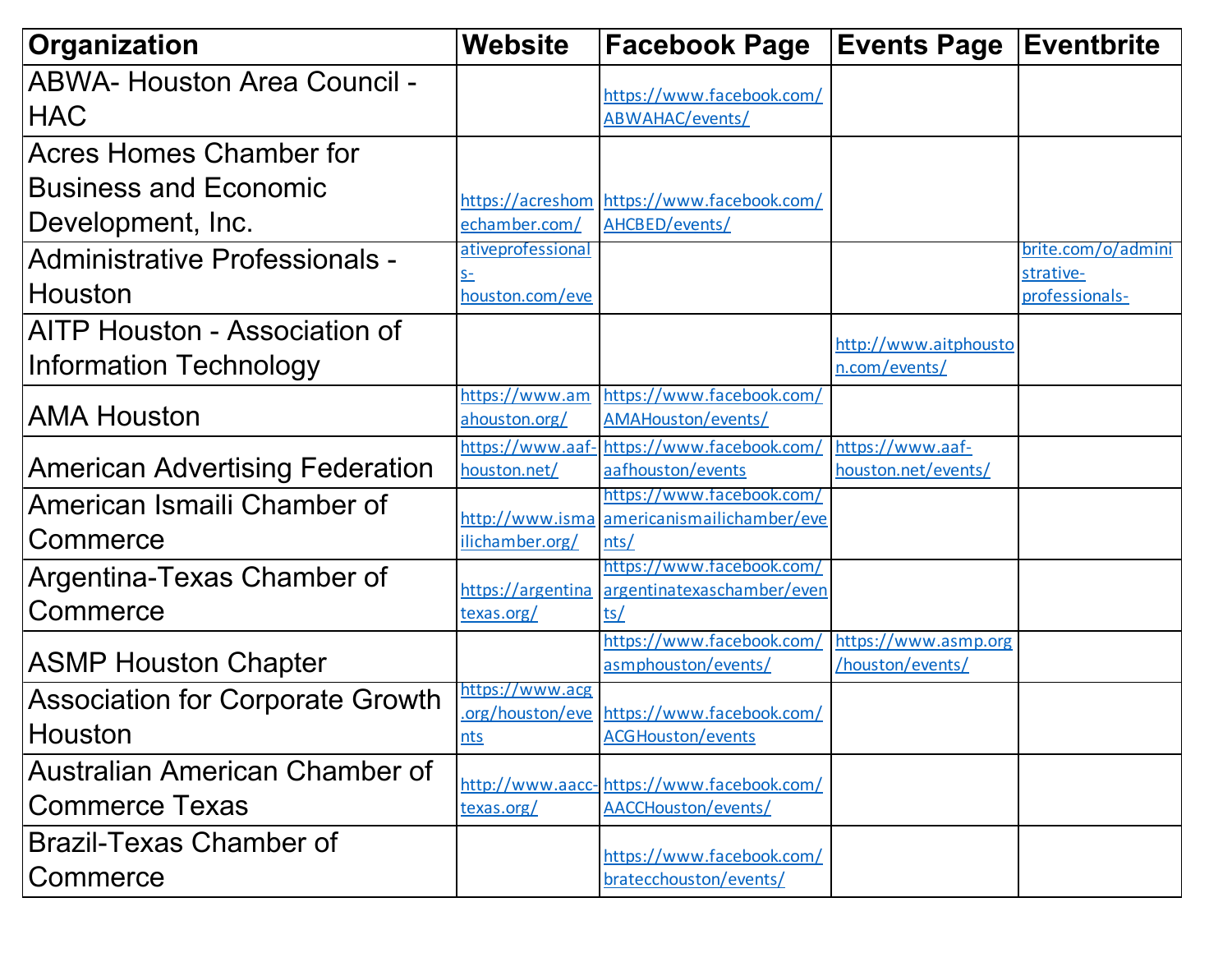| Organization | Website | Facebook Page | Events Page | Eventbrite |
|---|---|---|---|---|
| ABWA- Houston Area Council - HAC | | https://www.facebook.com/ABWAHAC/events/ | | |
| Acres Homes Chamber for Business and Economic Development, Inc. | https://acreshomechamber.com/ | https://www.facebook.com/AHCBED/events/ | | |
| Administrative Professionals - Houston | ativeprofessionals-houston.com/eve | | | brite.com/o/administrative-professionals- |
| AITP Houston - Association of Information Technology | | | http://www.aitphouston.com/events/ | |
| AMA Houston | https://www.amahouston.org/ | https://www.facebook.com/AMAHouston/events/ | | |
| American Advertising Federation | https://www.aaf-houston.net/ | https://www.facebook.com/aafhouston/events | https://www.aaf-houston.net/events/ | |
| American Ismaili Chamber of Commerce | http://www.ismailichamber.org/ | https://www.facebook.com/americanismailichamber/events/ | | |
| Argentina-Texas Chamber of Commerce | https://argentinatexas.org/ | https://www.facebook.com/argentinatexaschamber/events/ | | |
| ASMP Houston Chapter | | https://www.facebook.com/asmphouston/events/ | https://www.asmp.org/houston/events/ | |
| Association for Corporate Growth Houston | https://www.acg.org/houston/events | https://www.facebook.com/ACGHouston/events | | |
| Australian American Chamber of Commerce Texas | http://www.aacc-texas.org/ | https://www.facebook.com/AACCHouston/events/ | | |
| Brazil-Texas Chamber of Commerce | | https://www.facebook.com/bratecchouston/events/ | | |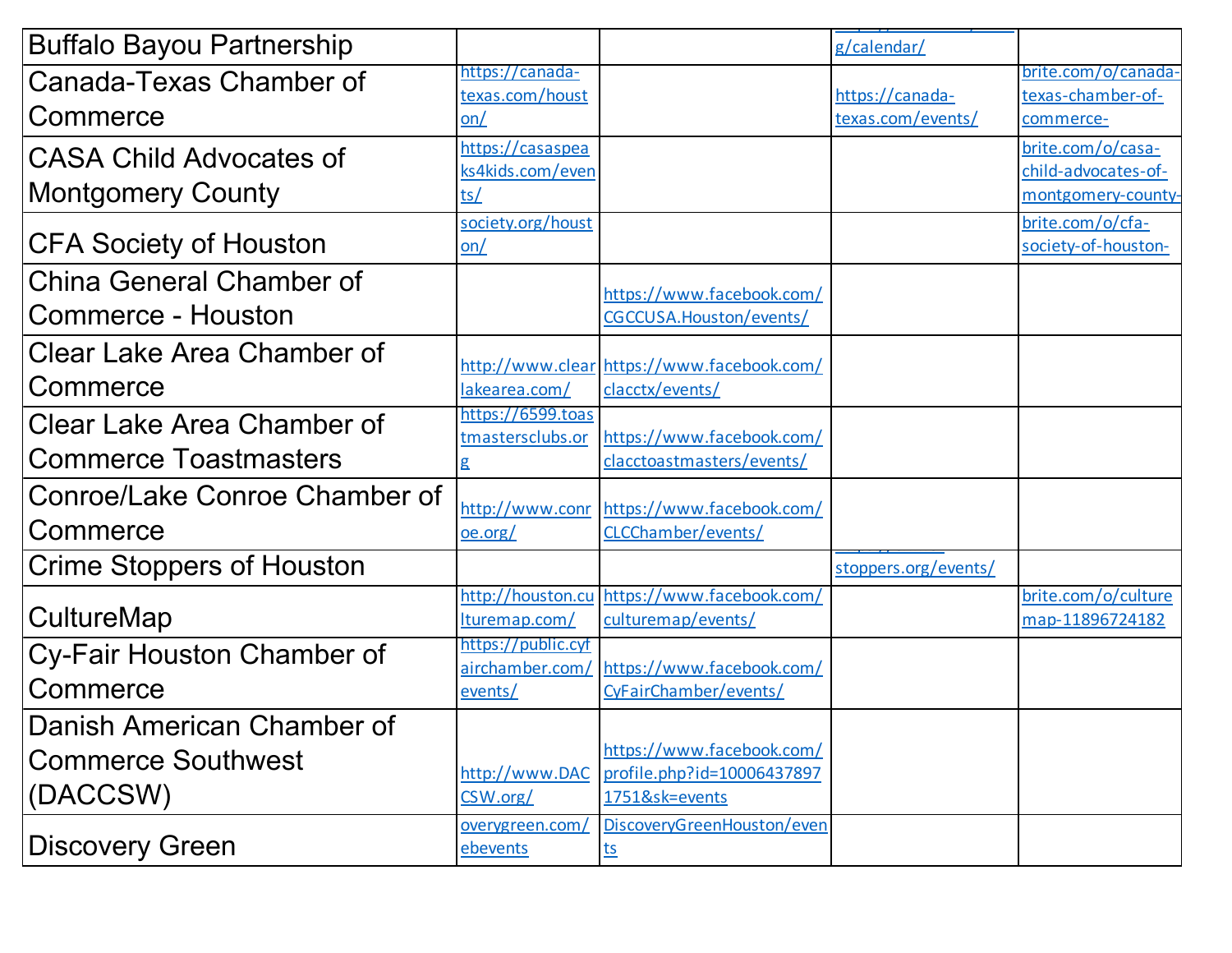| | | | | |
|---|---|---|---|---|
| Buffalo Bayou Partnership | | | g/calendar/ | |
| Canada-Texas Chamber of Commerce | https://canada-texas.com/houston/ | | https://canada-texas.com/events/ | brite.com/o/canada-texas-chamber-of-commerce- |
| CASA Child Advocates of Montgomery County | https://casaspeaks4kids.com/events/ | | | brite.com/o/casa-child-advocates-of-montgomery-county- |
| CFA Society of Houston | society.org/houston/ | | | brite.com/o/cfa-society-of-houston- |
| China General Chamber of Commerce - Houston | | https://www.facebook.com/CGCCUSA.Houston/events/ | | |
| Clear Lake Area Chamber of Commerce | http://www.clearlakearea.com/ | https://www.facebook.com/clacctx/events/ | | |
| Clear Lake Area Chamber of Commerce Toastmasters | https://6599.toastmastersclubs.org | https://www.facebook.com/clacctoastmasters/events/ | | |
| Conroe/Lake Conroe Chamber of Commerce | http://www.conroe.org/ | https://www.facebook.com/CLCChamber/events/ | | |
| Crime Stoppers of Houston | | | stoppers.org/events/ | |
| CultureMap | http://houston.culturemap.com/ | https://www.facebook.com/culturemap/events/ | | brite.com/o/culturemap-11896724182 |
| Cy-Fair Houston Chamber of Commerce | https://public.cyfairchamber.com/events/ | https://www.facebook.com/CyFairChamber/events/ | | |
| Danish American Chamber of Commerce Southwest (DACCSW) | http://www.DACCSW.org/ | https://www.facebook.com/profile.php?id=100064378971751&sk=events | | |
| Discovery Green | overygreen.com/ebevents | DiscoveryGreenHouston/events | | |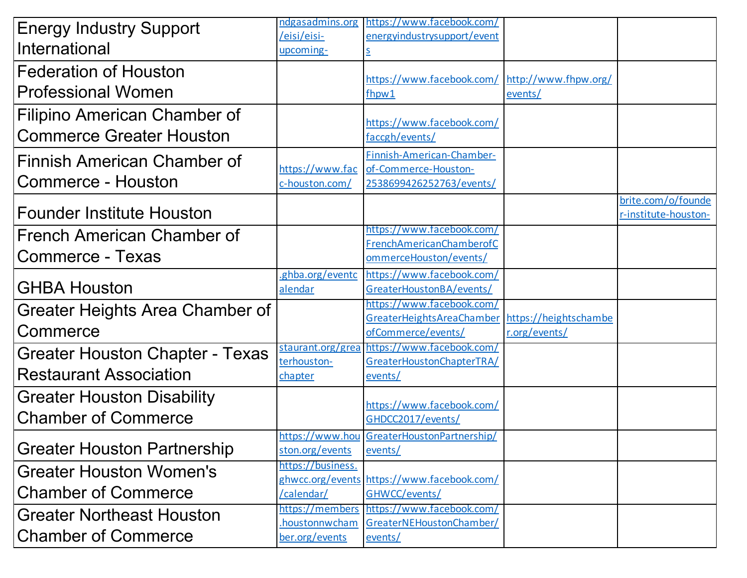| | | | | |
|---|---|---|---|---|
| Energy Industry Support International | ndgasadmins.org/eisi/eisi-upcoming- | https://www.facebook.com/energyindustrysupport/events | | |
| Federation of Houston Professional Women | | https://www.facebook.com/fhpw1 | http://www.fhpw.org/events/ | |
| Filipino American Chamber of Commerce Greater Houston | | https://www.facebook.com/faccgh/events/ | | |
| Finnish American Chamber of Commerce - Houston | https://www.facc-houston.com/ | Finnish-American-Chamber-of-Commerce-Houston-2538699426252763/events/ | | |
| Founder Institute Houston | | | | brite.com/o/founder-institute-houston- |
| French American Chamber of Commerce - Texas | | https://www.facebook.com/FrenchAmericanChamberofCommerceHouston/events/ | | |
| GHBA Houston | .ghba.org/eventcalendar | https://www.facebook.com/GreaterHoustonBA/events/ | | |
| Greater Heights Area Chamber of Commerce | | https://www.facebook.com/GreaterHeightsAreaChamberofCommerce/events/ | https://heightschamber.org/events/ | |
| Greater Houston Chapter - Texas Restaurant Association | staurant.org/greaterhouston-chapter | https://www.facebook.com/GreaterHoustonChapterTRA/events/ | | |
| Greater Houston Disability Chamber of Commerce | | https://www.facebook.com/GHDCC2017/events/ | | |
| Greater Houston Partnership | https://www.houston.org/events | GreaterHoustonPartnership/events/ | | |
| Greater Houston Women's Chamber of Commerce | https://business.ghwcc.org/events/calendar/ | https://www.facebook.com/GHWCC/events/ | | |
| Greater Northeast Houston Chamber of Commerce | https://members.houstonnwchamber.org/events | https://www.facebook.com/GreaterNEHoustonChamber/events/ | | |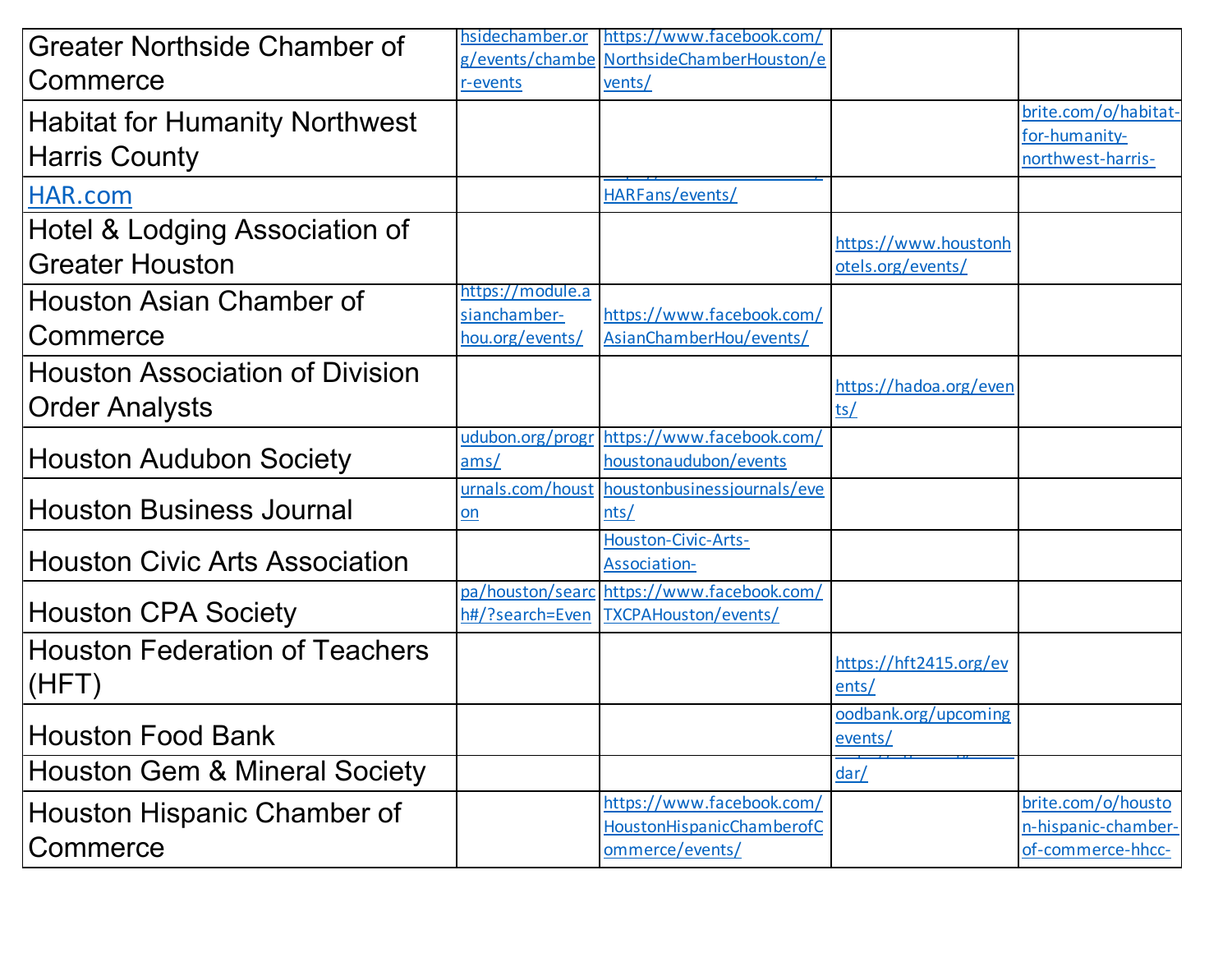| | | | | |
|---|---|---|---|---|
| Greater Northside Chamber of Commerce | hsidechamber.org/events/chamber-events | https://www.facebook.com/NorthsideChamberHouston/events/ | | |
| Habitat for Humanity Northwest Harris County | | | | brite.com/o/habitat-for-humanity-northwest-harris- |
| HAR.com | | HARFans/events/ | | |
| Hotel & Lodging Association of Greater Houston | | | https://www.houstonhotels.org/events/ | |
| Houston Asian Chamber of Commerce | https://module.asianchamber-hou.org/events/ | https://www.facebook.com/AsianChamberHou/events/ | | |
| Houston Association of Division Order Analysts | | | https://hadoa.org/events/ | |
| Houston Audubon Society | udubon.org/programs/ | https://www.facebook.com/houstonaudubon/events | | |
| Houston Business Journal | urnals.com/houston | houstonbusinessjournals/events/ | | |
| Houston Civic Arts Association | | Houston-Civic-Arts-Association- | | |
| Houston CPA Society | pa/houston/search#/?search=Even | https://www.facebook.com/TXCPAHouston/events/ | | |
| Houston Federation of Teachers (HFT) | | | https://hft2415.org/events/ | |
| Houston Food Bank | | | oodbank.org/upcomingevents/ | |
| Houston Gem & Mineral Society | | | dar/ | |
| Houston Hispanic Chamber of Commerce | | https://www.facebook.com/HoustonHispanicChamberofCommerce/events/ | | brite.com/o/houston-hispanic-chamber-of-commerce-hhcc- |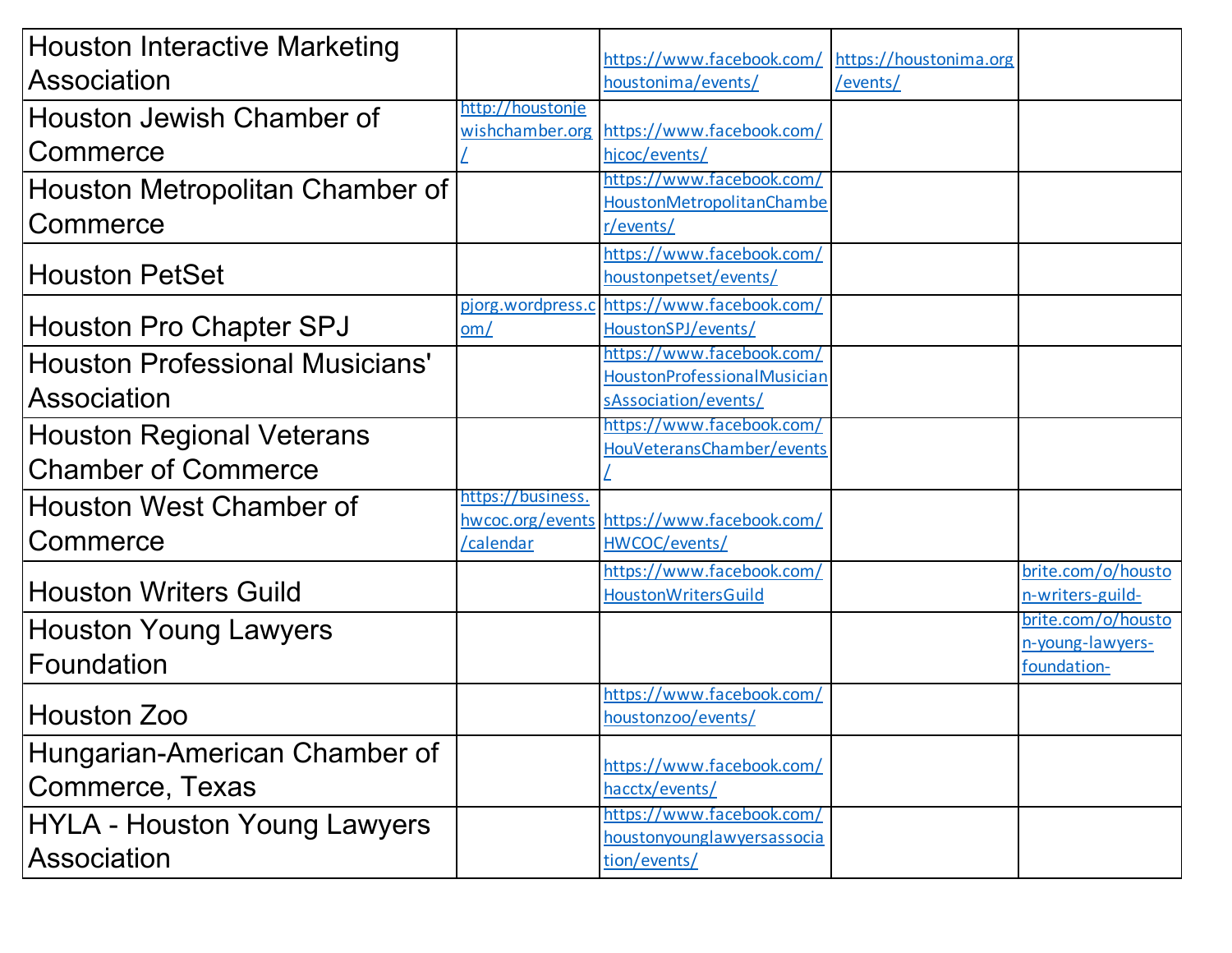| | | | | |
|---|---|---|---|---|
| Houston Interactive Marketing Association | | https://www.facebook.com/houstonima/events/ | https://houstonima.org/events/ | |
| Houston Jewish Chamber of Commerce | http://houstonjewishchamber.org/ | https://www.facebook.com/hjcoc/events/ | | |
| Houston Metropolitan Chamber of Commerce | | https://www.facebook.com/HoustonMetropolitanChamber/events/ | | |
| Houston PetSet | | https://www.facebook.com/houstonpetset/events/ | | |
| Houston Pro Chapter SPJ | pjorg.wordpress.com/ | https://www.facebook.com/HoustonSPJ/events/ | | |
| Houston Professional Musicians' Association | | https://www.facebook.com/HoustonProfessionalMusiciansAssociation/events/ | | |
| Houston Regional Veterans Chamber of Commerce | | https://www.facebook.com/HouVeteransChamber/events/ | | |
| Houston West Chamber of Commerce | https://business.hwcoc.org/events/calendar | https://www.facebook.com/HWCOC/events/ | | |
| Houston Writers Guild | | https://www.facebook.com/HoustonWritersGuild | | brite.com/o/houston-writers-guild- |
| Houston Young Lawyers Foundation | | | | brite.com/o/houston-young-lawyers-foundation- |
| Houston Zoo | | https://www.facebook.com/houstonzoo/events/ | | |
| Hungarian-American Chamber of Commerce, Texas | | https://www.facebook.com/hacctx/events/ | | |
| HYLA - Houston Young Lawyers Association | | https://www.facebook.com/houstonyounglawyersassociation/events/ | | |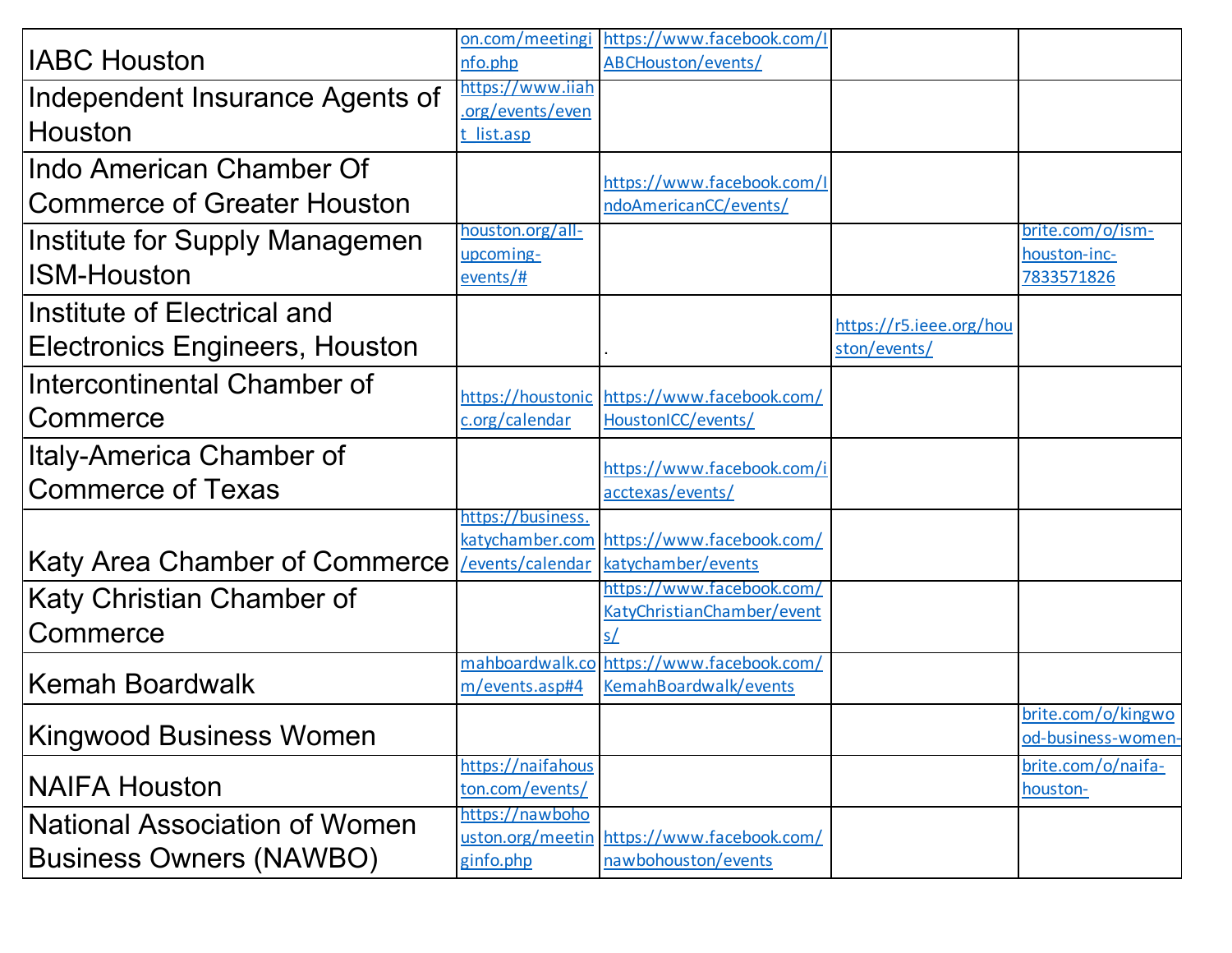| | | | | |
|---|---|---|---|---|
| IABC Houston | on.com/meetinginfo.php | https://www.facebook.com/IABCHouston/events/ | | |
| Independent Insurance Agents of Houston | https://www.iiah.org/events/event_list.asp | | | |
| Indo American Chamber Of Commerce of Greater Houston | | https://www.facebook.com/IndoAmericanCC/events/ | | |
| Institute for Supply Managemen ISM-Houston | houston.org/all-upcoming-events/# | | | brite.com/o/ism-houston-inc-7833571826 |
| Institute of Electrical and Electronics Engineers, Houston | | . | https://r5.ieee.org/houston/events/ | |
| Intercontinental Chamber of Commerce | https://houstonicc.org/calendar | https://www.facebook.com/HoustonICC/events/ | | |
| Italy-America Chamber of Commerce of Texas | | https://www.facebook.com/iacctexas/events/ | | |
| Katy Area Chamber of Commerce | https://business.katychamber.com/events/calendar | https://www.facebook.com/katychamber/events | | |
| Katy Christian Chamber of Commerce | | https://www.facebook.com/KatyChristianChamber/events/ | | |
| Kemah Boardwalk | mahboardwalk.com/events.asp#4 | https://www.facebook.com/KemahBoardwalk/events | | |
| Kingwood Business Women | | | | brite.com/o/kingwood-business-women- |
| NAIFA Houston | https://naifahouston.com/events/ | | | brite.com/o/naifa-houston- |
| National Association of Women Business Owners (NAWBO) | https://nawbohouston.org/meetinginfo.php | https://www.facebook.com/nawbohouston/events | | |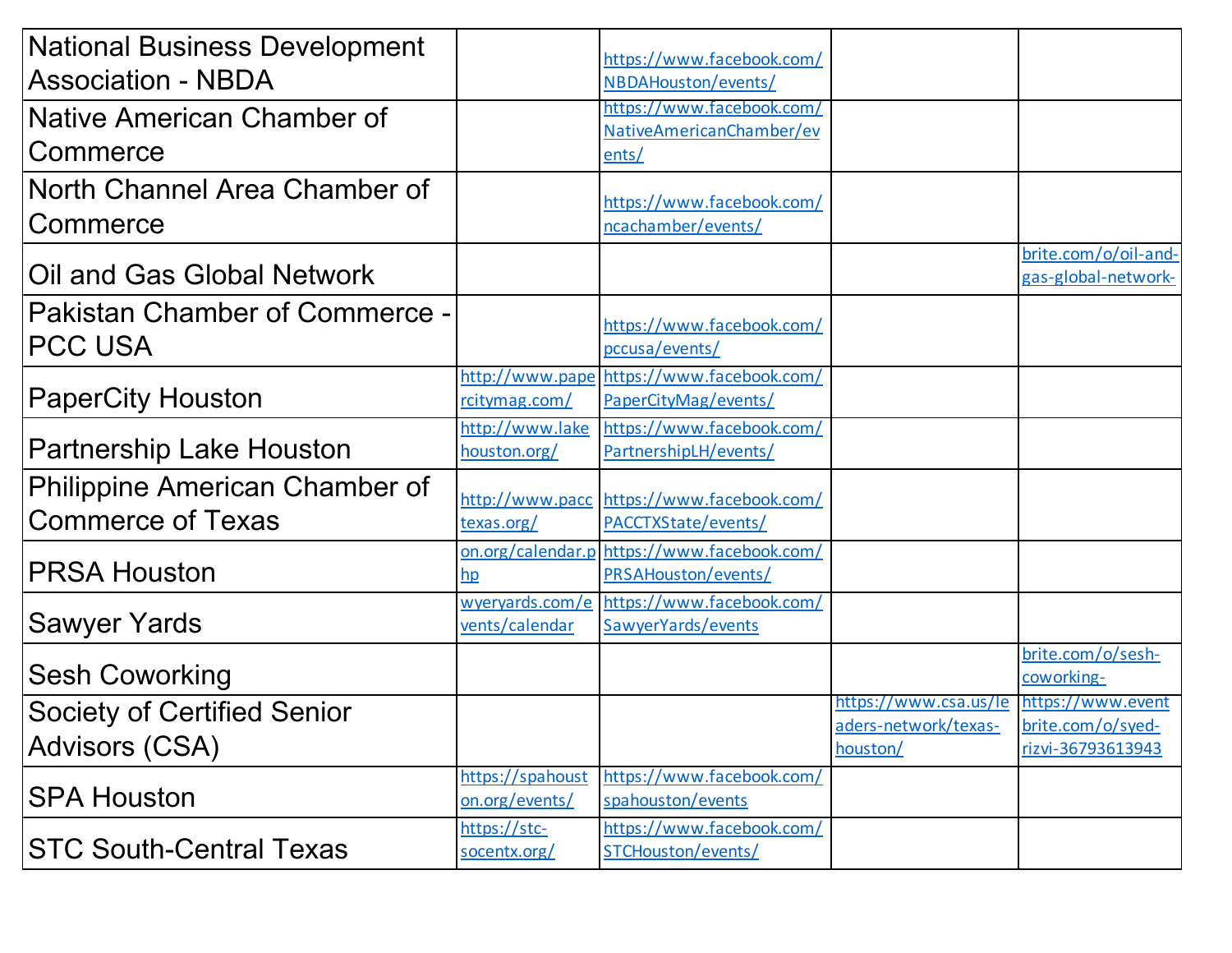| | | | | |
|---|---|---|---|---|
| National Business Development Association - NBDA | | https://www.facebook.com/NBDAHouston/events/ | | |
| Native American Chamber of Commerce | | https://www.facebook.com/NativeAmericanChamber/events/ | | |
| North Channel Area Chamber of Commerce | | https://www.facebook.com/ncachamber/events/ | | |
| Oil and Gas Global Network | | | | brite.com/o/oil-and-gas-global-network- |
| Pakistan Chamber of Commerce - PCC USA | | https://www.facebook.com/pccusa/events/ | | |
| PaperCity Houston | http://www.papercitymag.com/ | https://www.facebook.com/PaperCityMag/events/ | | |
| Partnership Lake Houston | http://www.lakehouston.org/ | https://www.facebook.com/PartnershipLH/events/ | | |
| Philippine American Chamber of Commerce of Texas | http://www.pacctexas.org/ | https://www.facebook.com/PACCTXState/events/ | | |
| PRSA Houston | on.org/calendar.php | https://www.facebook.com/PRSAHouston/events/ | | |
| Sawyer Yards | wyeryards.com/events/calendar | https://www.facebook.com/SawyerYards/events | | |
| Sesh Coworking | | | | brite.com/o/sesh-coworking- |
| Society of Certified Senior Advisors (CSA) | | | https://www.csa.us/leaders-network/texas-houston/ | https://www.eventbrite.com/o/syed-rizvi-36793613943 |
| SPA Houston | https://spahouston.org/events/ | https://www.facebook.com/spahouston/events | | |
| STC South-Central Texas | https://stc-socentx.org/ | https://www.facebook.com/STCHouston/events/ | | |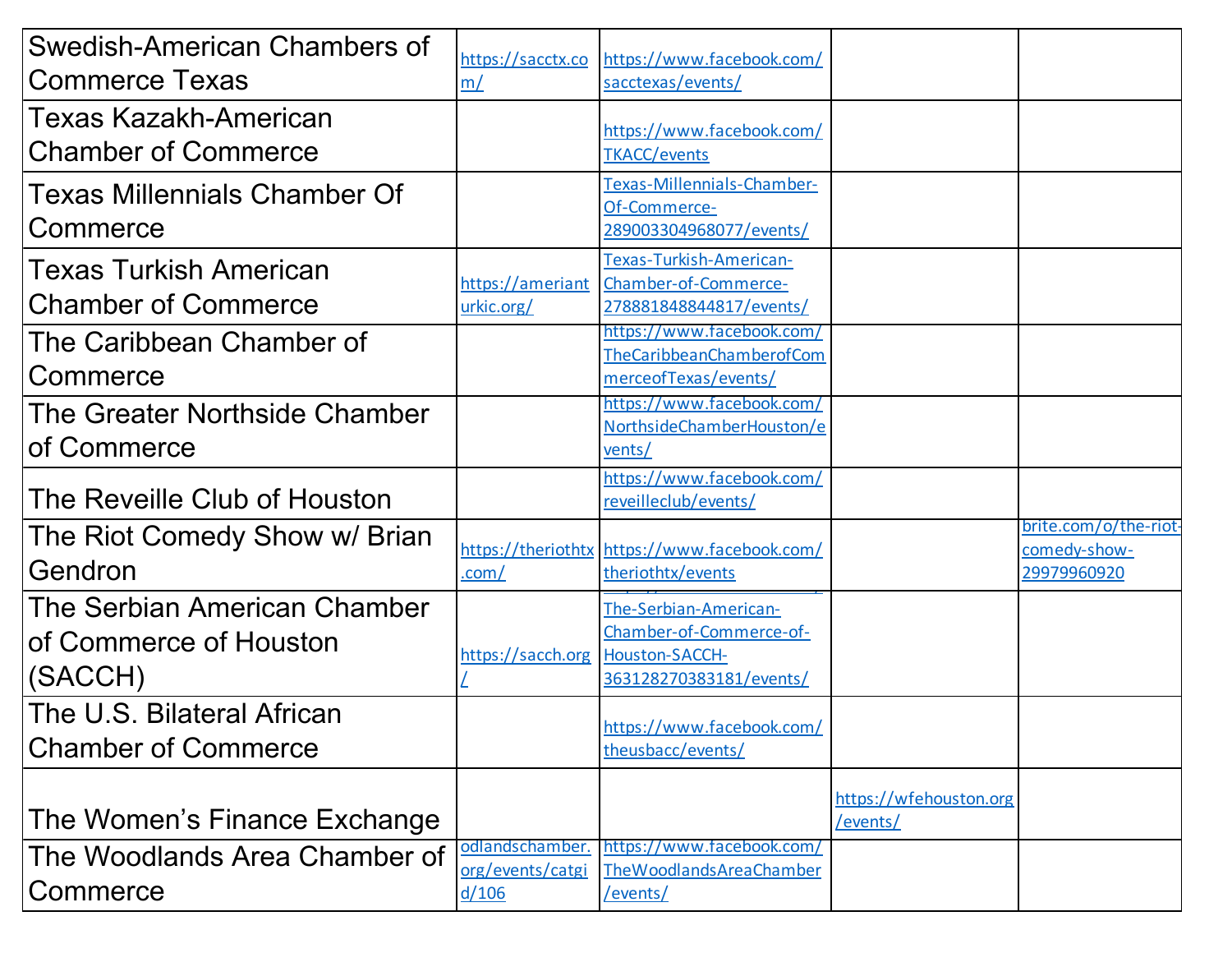| | | | | |
|---|---|---|---|---|
| Swedish-American Chambers of Commerce Texas | https://sacctx.com/ | https://www.facebook.com/sacctexas/events/ | | |
| Texas Kazakh-American Chamber of Commerce | | https://www.facebook.com/TKACC/events | | |
| Texas Millennials Chamber Of Commerce | | Texas-Millennials-Chamber-Of-Commerce-289003304968077/events/ | | |
| Texas Turkish American Chamber of Commerce | https://ameriantaurkic.org/ | Texas-Turkish-American-Chamber-of-Commerce-278881848844817/events/ | | |
| The Caribbean Chamber of Commerce | | https://www.facebook.com/TheCaribbeanChamberofCommerceofTexas/events/ | | |
| The Greater Northside Chamber of Commerce | | https://www.facebook.com/NorthsideChamberHouston/events/ | | |
| The Reveille Club of Houston | | https://www.facebook.com/reveilleclub/events/ | | |
| The Riot Comedy Show w/ Brian Gendron | https://theriothtx.com/ | https://www.facebook.com/theriothtx/events | | brite.com/o/the-riot-comedy-show-29979960920 |
| The Serbian American Chamber of Commerce of Houston (SACCH) | https://sacch.org/ | The-Serbian-American-Chamber-of-Commerce-of-Houston-SACCH-363128270383181/events/ | | |
| The U.S. Bilateral African Chamber of Commerce | | https://www.facebook.com/theusbacc/events/ | | |
| The Women's Finance Exchange | | | https://wfehouston.org/events/ | |
| The Woodlands Area Chamber of Commerce | odlandschamber.org/events/catgid/106 | https://www.facebook.com/TheWoodlandsAreaChamber/events/ | | |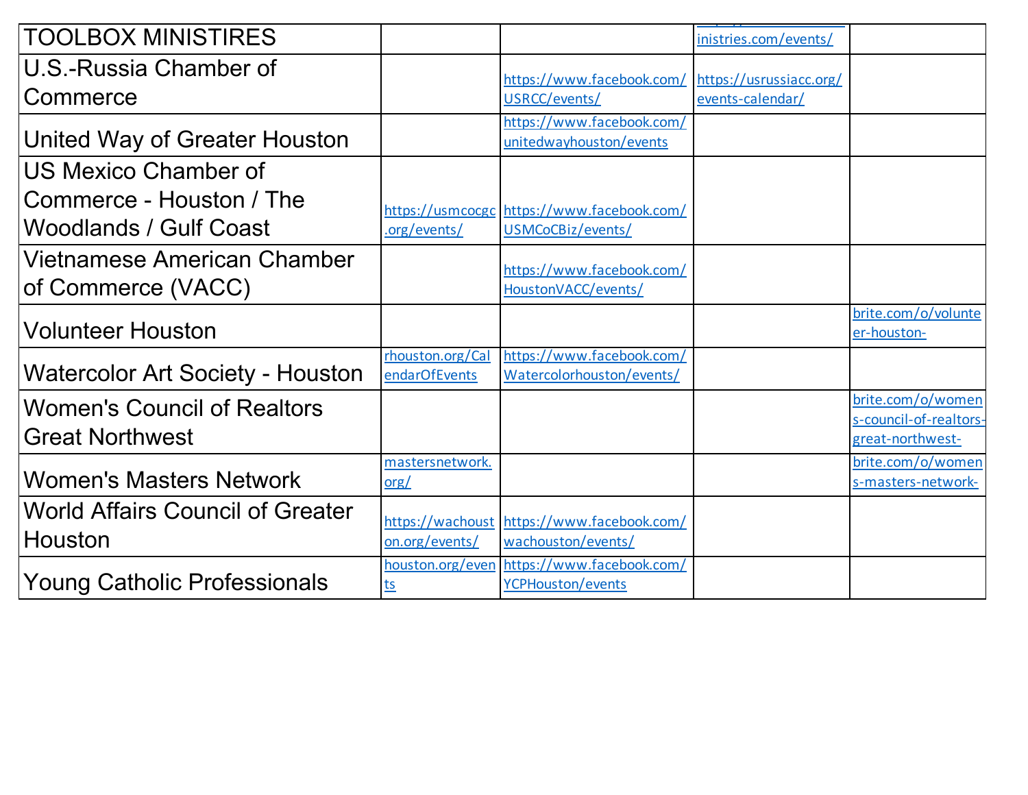| | | | | |
|---|---|---|---|---|
| TOOLBOX MINISTIRES | | | inistries.com/events/ | |
| U.S.-Russia Chamber of Commerce | | https://www.facebook.com/USRCC/events/ | https://usrussiacc.org/events-calendar/ | |
| United Way of Greater Houston | | https://www.facebook.com/unitedwayhouston/events | | |
| US Mexico Chamber of Commerce - Houston / The Woodlands / Gulf Coast | https://usmcocgc.org/events/ | https://www.facebook.com/USMCoCBiz/events/ | | |
| Vietnamese American Chamber of Commerce (VACC) | | https://www.facebook.com/HoustonVACC/events/ | | |
| Volunteer Houston | | | | brite.com/o/volunteer-houston- |
| Watercolor Art Society - Houston | rhouston.org/CalendarOfEvents | https://www.facebook.com/Watercolorhouston/events/ | | |
| Women's Council of Realtors Great Northwest | | | | brite.com/o/womens-council-of-realtors-great-northwest- |
| Women's Masters Network | mastersnetwork.org/ | | | brite.com/o/womens-masters-network- |
| World Affairs Council of Greater Houston | https://wachouston.org/events/ | https://www.facebook.com/wachouston/events/ | | |
| Young Catholic Professionals | houston.org/events | https://www.facebook.com/YCPHouston/events | | |